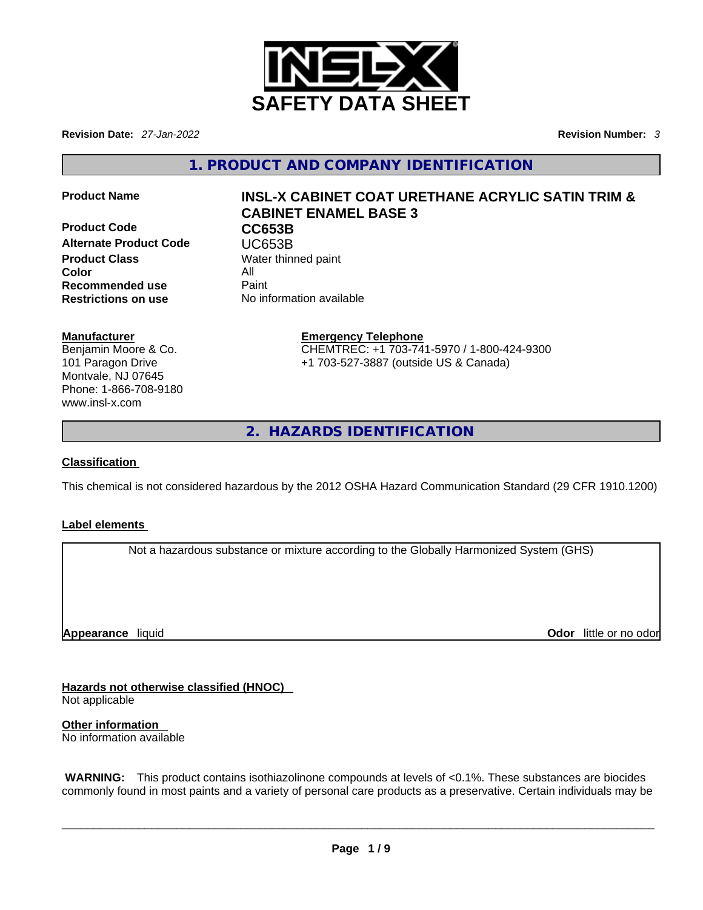# SAFETY DATA SHEET

**Revision Date:** *27-Jan-2022*

**Revision Number:** *3*

## 1. PRODUCT AND COMPANY IDENTIFICATION

| | |
|---|---|
| **Product Name** | **INSL-X CABINET COAT URETHANE ACRYLIC SATIN TRIM & CABINET ENAMEL BASE 3** |
| **Product Code** | **CC653B** |
| **Alternate Product Code** | UC653B |
| **Product Class** | Water thinned paint |
| **Color** | All |
| **Recommended use** | Paint |
| **Restrictions on use** | No information available |

**Manufacturer**
Benjamin Moore & Co.
101 Paragon Drive
Montvale, NJ 07645
Phone: 1-866-708-9180
www.insl-x.com

**Emergency Telephone**
CHEMTREC: +1 703-741-5970 / 1-800-424-9300
+1 703-527-3887 (outside US & Canada)

## 2. HAZARDS IDENTIFICATION

**Classification**

This chemical is not considered hazardous by the 2012 OSHA Hazard Communication Standard (29 CFR 1910.1200)

**Label elements**

Not a hazardous substance or mixture according to the Globally Harmonized System (GHS)

**Appearance** liquid

**Odor** little or no odor

**Hazards not otherwise classified (HNOC)**
Not applicable

**Other information**
No information available

**WARNING:** This product contains isothiazolinone compounds at levels of <0.1%. These substances are biocides commonly found in most paints and a variety of personal care products as a preservative. Certain individuals may be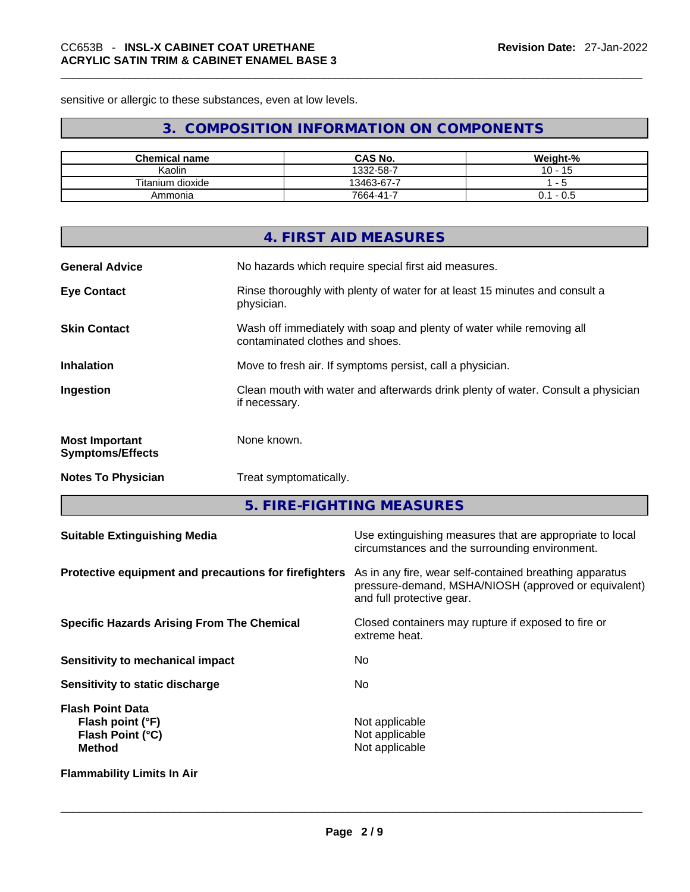sensitive or allergic to these substances, even at low levels.

## 3. COMPOSITION INFORMATION ON COMPONENTS

| Chemical name | CAS No. | Weight-% |
| --- | --- | --- |
| Kaolin | 1332-58-7 | 10 - 15 |
| Titanium dioxide | 13463-67-7 | 1 - 5 |
| Ammonia | 7664-41-7 | 0.1 - 0.5 |

## 4. FIRST AID MEASURES

**General Advice** No hazards which require special first aid measures.

**Eye Contact** Rinse thoroughly with plenty of water for at least 15 minutes and consult a physician.

**Skin Contact** Wash off immediately with soap and plenty of water while removing all contaminated clothes and shoes.

**Inhalation** Move to fresh air. If symptoms persist, call a physician.

**Ingestion** Clean mouth with water and afterwards drink plenty of water. Consult a physician if necessary.

**Most Important Symptoms/Effects** None known.

**Notes To Physician** Treat symptomatically.

## 5. FIRE-FIGHTING MEASURES

**Suitable Extinguishing Media** Use extinguishing measures that are appropriate to local circumstances and the surrounding environment.

**Protective equipment and precautions for firefighters** As in any fire, wear self-contained breathing apparatus pressure-demand, MSHA/NIOSH (approved or equivalent) and full protective gear.

**Specific Hazards Arising From The Chemical** Closed containers may rupture if exposed to fire or extreme heat.

**Sensitivity to mechanical impact** No

**Sensitivity to static discharge** No

**Flash Point Data**
**Flash point (°F)** Not applicable
**Flash Point (°C)** Not applicable
**Method** Not applicable

**Flammability Limits In Air**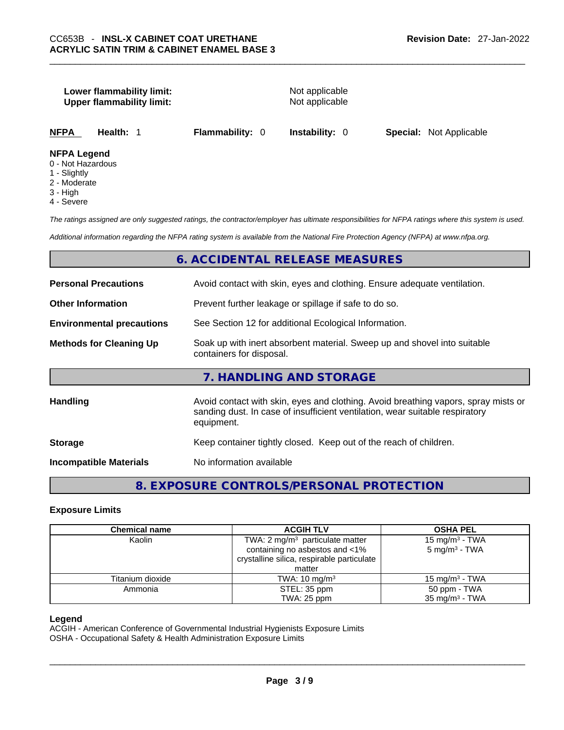**Lower flammability limit:** Not applicable
**Upper flammability limit:** Not applicable

| **NFPA** | **Health:** 1 | **Flammability:** 0 | **Instability:** 0 | **Special:** Not Applicable |
|---|---|---|---|---|

**NFPA Legend**
0 - Not Hazardous
1 - Slightly
2 - Moderate
3 - High
4 - Severe

*The ratings assigned are only suggested ratings, the contractor/employer has ultimate responsibilities for NFPA ratings where this system is used.*

*Additional information regarding the NFPA rating system is available from the National Fire Protection Agency (NFPA) at www.nfpa.org.*

## 6. ACCIDENTAL RELEASE MEASURES

**Personal Precautions** Avoid contact with skin, eyes and clothing. Ensure adequate ventilation.

**Other Information** Prevent further leakage or spillage if safe to do so.

**Environmental precautions** See Section 12 for additional Ecological Information.

**Methods for Cleaning Up** Soak up with inert absorbent material. Sweep up and shovel into suitable containers for disposal.

## 7. HANDLING AND STORAGE

**Handling** Avoid contact with skin, eyes and clothing. Avoid breathing vapors, spray mists or sanding dust. In case of insufficient ventilation, wear suitable respiratory equipment.

**Storage** Keep container tightly closed. Keep out of the reach of children.

**Incompatible Materials** No information available

## 8. EXPOSURE CONTROLS/PERSONAL PROTECTION

### Exposure Limits

| Chemical name | ACGIH TLV | OSHA PEL |
|---|---|---|
| Kaolin | TWA: 2 mg/m$^3$ particulate matter containing no asbestos and <1% crystalline silica, respirable particulate matter | 15 mg/m$^3$ - TWA<br>5 mg/m$^3$ - TWA |
| Titanium dioxide | TWA: 10 mg/m$^3$ | 15 mg/m$^3$ - TWA |
| Ammonia | STEL: 35 ppm<br>TWA: 25 ppm | 50 ppm - TWA<br>35 mg/m$^3$ - TWA |

**Legend**
ACGIH - American Conference of Governmental Industrial Hygienists Exposure Limits
OSHA - Occupational Safety & Health Administration Exposure Limits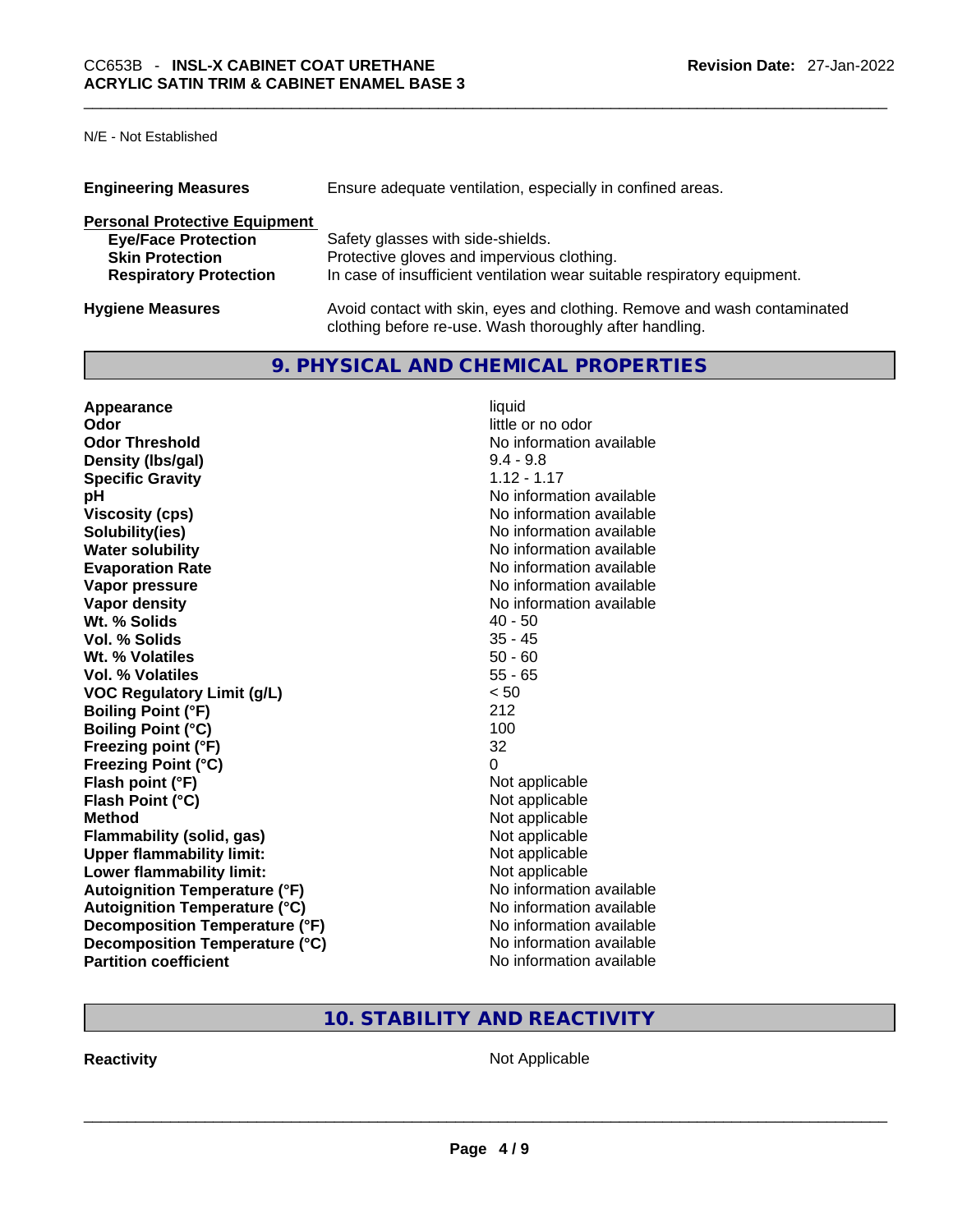N/E - Not Established

| | |
|---|---|
| **Engineering Measures** | Ensure adequate ventilation, especially in confined areas. |

**Personal Protective Equipment**

| | |
|---|---|
| **Eye/Face Protection** | Safety glasses with side-shields. |
| **Skin Protection** | Protective gloves and impervious clothing. |
| **Respiratory Protection** | In case of insufficient ventilation wear suitable respiratory equipment. |

| | |
|---|---|
| **Hygiene Measures** | Avoid contact with skin, eyes and clothing. Remove and wash contaminated clothing before re-use. Wash thoroughly after handling. |

## 9. PHYSICAL AND CHEMICAL PROPERTIES

| | |
|---|---|
| **Appearance** | liquid |
| **Odor** | little or no odor |
| **Odor Threshold** | No information available |
| **Density (lbs/gal)** | 9.4 - 9.8 |
| **Specific Gravity** | 1.12 - 1.17 |
| **pH** | No information available |
| **Viscosity (cps)** | No information available |
| **Solubility(ies)** | No information available |
| **Water solubility** | No information available |
| **Evaporation Rate** | No information available |
| **Vapor pressure** | No information available |
| **Vapor density** | No information available |
| **Wt. % Solids** | 40 - 50 |
| **Vol. % Solids** | 35 - 45 |
| **Wt. % Volatiles** | 50 - 60 |
| **Vol. % Volatiles** | 55 - 65 |
| **VOC Regulatory Limit (g/L)** | < 50 |
| **Boiling Point (°F)** | 212 |
| **Boiling Point (°C)** | 100 |
| **Freezing point (°F)** | 32 |
| **Freezing Point (°C)** | 0 |
| **Flash point (°F)** | Not applicable |
| **Flash Point (°C)** | Not applicable |
| **Method** | Not applicable |
| **Flammability (solid, gas)** | Not applicable |
| **Upper flammability limit:** | Not applicable |
| **Lower flammability limit:** | Not applicable |
| **Autoignition Temperature (°F)** | No information available |
| **Autoignition Temperature (°C)** | No information available |
| **Decomposition Temperature (°F)** | No information available |
| **Decomposition Temperature (°C)** | No information available |
| **Partition coefficient** | No information available |

## 10. STABILITY AND REACTIVITY

| | |
|---|---|
| **Reactivity** | Not Applicable |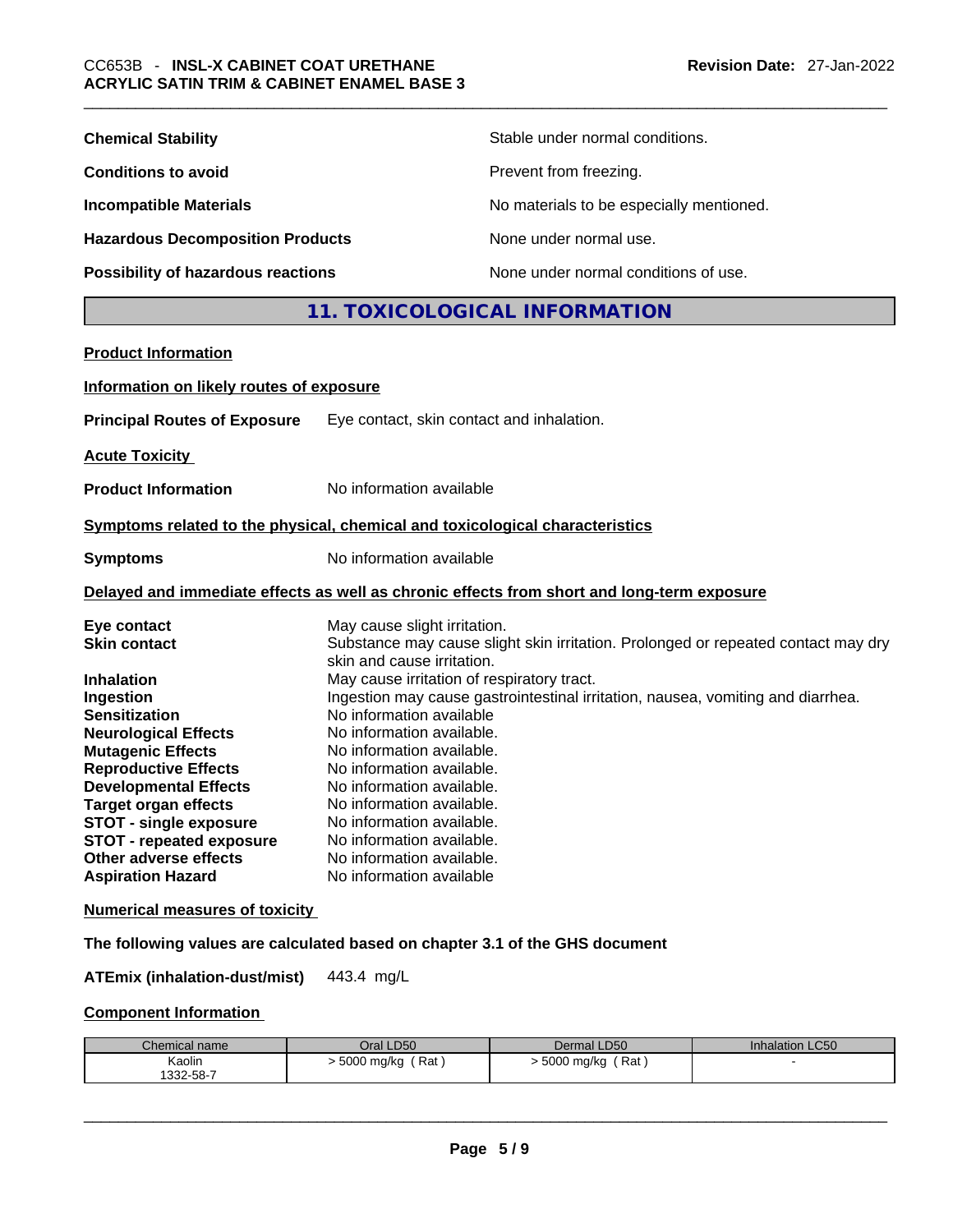| | |
|---|---|
| **Chemical Stability** | Stable under normal conditions. |
| **Conditions to avoid** | Prevent from freezing. |
| **Incompatible Materials** | No materials to be especially mentioned. |
| **Hazardous Decomposition Products** | None under normal use. |
| **Possibility of hazardous reactions** | None under normal conditions of use. |

## 11. TOXICOLOGICAL INFORMATION

**Product Information**

**Information on likely routes of exposure**

**Principal Routes of Exposure** Eye contact, skin contact and inhalation.

**Acute Toxicity**

**Product Information** No information available

**Symptoms related to the physical, chemical and toxicological characteristics**

**Symptoms** No information available

**Delayed and immediate effects as well as chronic effects from short and long-term exposure**

| | |
|---|---|
| **Eye contact** | May cause slight irritation. |
| **Skin contact** | Substance may cause slight skin irritation. Prolonged or repeated contact may dry skin and cause irritation. |
| **Inhalation** | May cause irritation of respiratory tract. |
| **Ingestion** | Ingestion may cause gastrointestinal irritation, nausea, vomiting and diarrhea. |
| **Sensitization** | No information available |
| **Neurological Effects** | No information available. |
| **Mutagenic Effects** | No information available. |
| **Reproductive Effects** | No information available. |
| **Developmental Effects** | No information available. |
| **Target organ effects** | No information available. |
| **STOT - single exposure** | No information available. |
| **STOT - repeated exposure** | No information available. |
| **Other adverse effects** | No information available. |
| **Aspiration Hazard** | No information available |

**Numerical measures of toxicity**

**The following values are calculated based on chapter 3.1 of the GHS document**

**ATEmix (inhalation-dust/mist)** 443.4 mg/L

**Component Information**

| Chemical name | Oral LD50 | Dermal LD50 | Inhalation LC50 |
|---|---|---|---|
| Kaolin<br>1332-58-7 | > 5000 mg/kg ( Rat ) | > 5000 mg/kg ( Rat ) | - |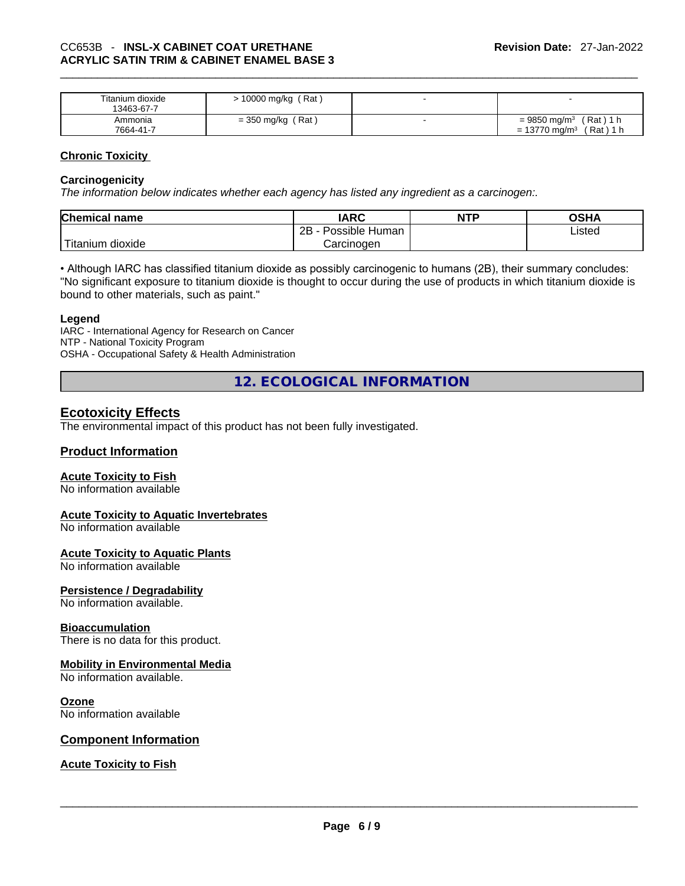| Titanium dioxide 13463-67-7 | > 10000 mg/kg ( Rat ) | - | - |
|---|---|---|---|
| Ammonia 7664-41-7 | = 350 mg/kg ( Rat ) | - | = 9850 mg/m$^3$ ( Rat ) 1 h = 13770 mg/m$^3$ ( Rat ) 1 h |

**Chronic Toxicity**

**Carcinogenicity**

*The information below indicates whether each agency has listed any ingredient as a carcinogen:.*

| Chemical name | IARC | NTP | OSHA |
|---|---|---|---|
| Titanium dioxide | 2B - Possible Human Carcinogen | | Listed |

• Although IARC has classified titanium dioxide as possibly carcinogenic to humans (2B), their summary concludes: "No significant exposure to titanium dioxide is thought to occur during the use of products in which titanium dioxide is bound to other materials, such as paint."

**Legend**

IARC - International Agency for Research on Cancer
NTP - National Toxicity Program
OSHA - Occupational Safety & Health Administration

## 12. ECOLOGICAL INFORMATION

### Ecotoxicity Effects

The environmental impact of this product has not been fully investigated.

### Product Information

**Acute Toxicity to Fish**

No information available

**Acute Toxicity to Aquatic Invertebrates**

No information available

**Acute Toxicity to Aquatic Plants**

No information available

**Persistence / Degradability**

No information available.

**Bioaccumulation**

There is no data for this product.

**Mobility in Environmental Media**

No information available.

**Ozone**

No information available

### Component Information

**Acute Toxicity to Fish**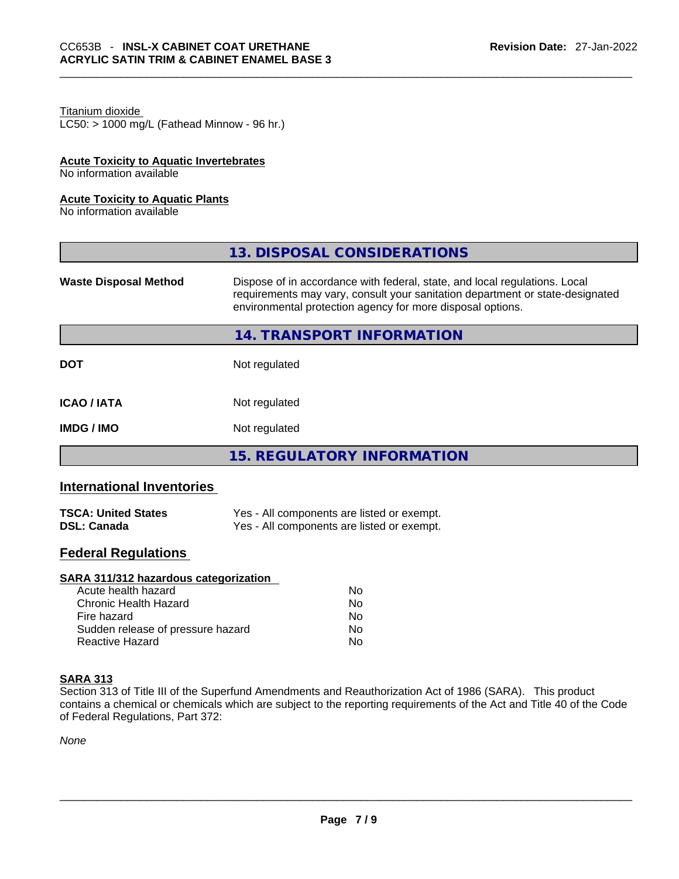Titanium dioxide
LC50: > 1000 mg/L (Fathead Minnow - 96 hr.)

**Acute Toxicity to Aquatic Invertebrates**
No information available

**Acute Toxicity to Aquatic Plants**
No information available

## 13. DISPOSAL CONSIDERATIONS

| | |
|---|---|
| **Waste Disposal Method** | Dispose of in accordance with federal, state, and local regulations. Local requirements may vary, consult your sanitation department or state-designated environmental protection agency for more disposal options. |

## 14. TRANSPORT INFORMATION

| | |
|---|---|
| **DOT** | Not regulated |
| **ICAO / IATA** | Not regulated |
| **IMDG / IMO** | Not regulated |

## 15. REGULATORY INFORMATION

### International Inventories

| | |
|---|---|
| **TSCA: United States** | Yes - All components are listed or exempt. |
| **DSL: Canada** | Yes - All components are listed or exempt. |

### Federal Regulations

**SARA 311/312 hazardous categorization**

| | |
|---|---|
| Acute health hazard | No |
| Chronic Health Hazard | No |
| Fire hazard | No |
| Sudden release of pressure hazard | No |
| Reactive Hazard | No |

**SARA 313**
Section 313 of Title III of the Superfund Amendments and Reauthorization Act of 1986 (SARA). This product contains a chemical or chemicals which are subject to the reporting requirements of the Act and Title 40 of the Code of Federal Regulations, Part 372:

*None*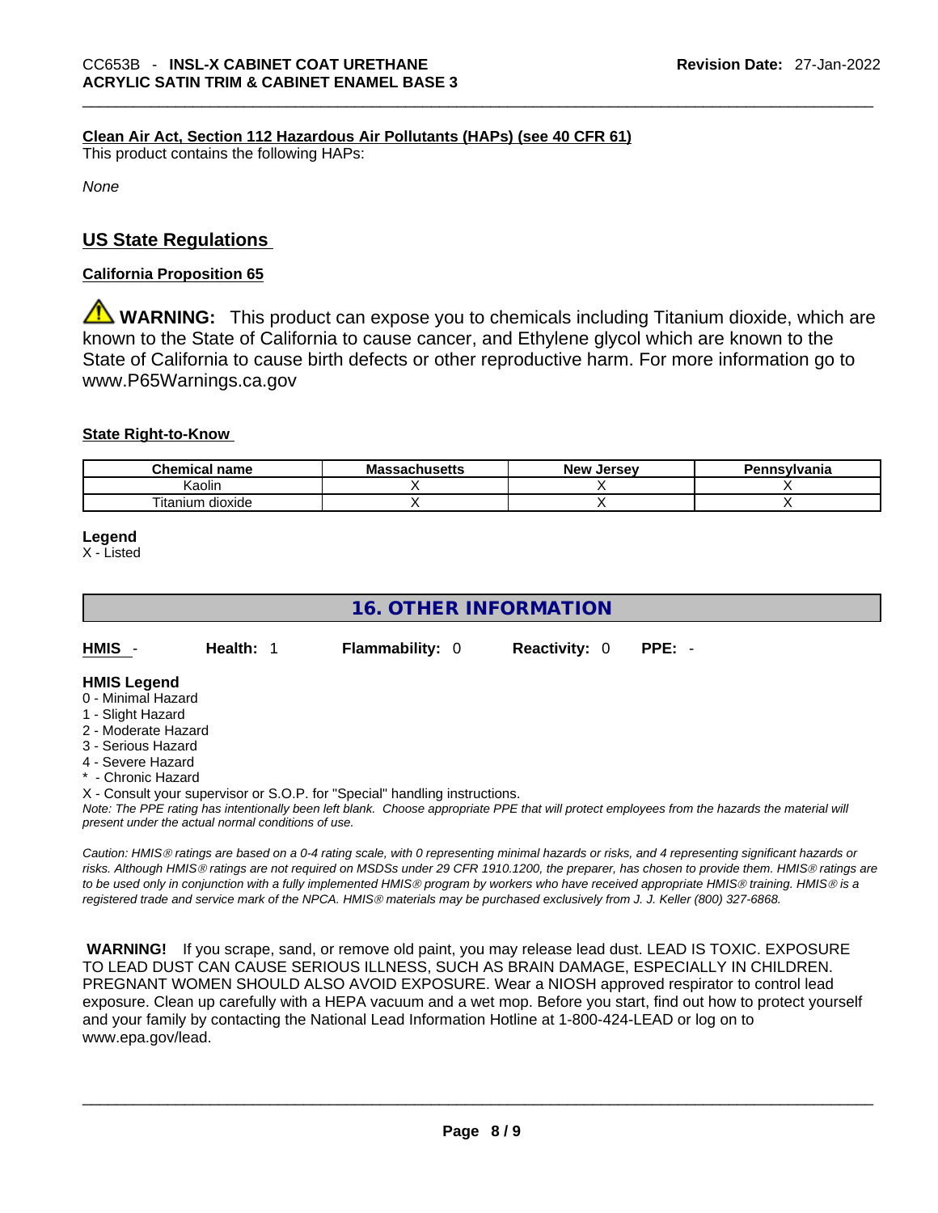**Clean Air Act, Section 112 Hazardous Air Pollutants (HAPs) (see 40 CFR 61)**

This product contains the following HAPs:

*None*

## US State Regulations

**California Proposition 65**

**WARNING:** This product can expose you to chemicals including Titanium dioxide, which are known to the State of California to cause cancer, and Ethylene glycol which are known to the State of California to cause birth defects or other reproductive harm. For more information go to www.P65Warnings.ca.gov

**State Right-to-Know**

| Chemical name | Massachusetts | New Jersey | Pennsylvania |
|---|---|---|---|
| Kaolin | X | X | X |
| Titanium dioxide | X | X | X |

**Legend**

X - Listed

## 16. OTHER INFORMATION

**HMIS** - **Health:** 1 **Flammability:** 0 **Reactivity:** 0 **PPE:** -

**HMIS Legend**

0 - Minimal Hazard
1 - Slight Hazard
2 - Moderate Hazard
3 - Serious Hazard
4 - Severe Hazard
* - Chronic Hazard
X - Consult your supervisor or S.O.P. for "Special" handling instructions.

*Note: The PPE rating has intentionally been left blank. Choose appropriate PPE that will protect employees from the hazards the material will present under the actual normal conditions of use.*

*Caution: HMIS® ratings are based on a 0-4 rating scale, with 0 representing minimal hazards or risks, and 4 representing significant hazards or risks. Although HMIS® ratings are not required on MSDSs under 29 CFR 1910.1200, the preparer, has chosen to provide them. HMIS® ratings are to be used only in conjunction with a fully implemented HMIS® program by workers who have received appropriate HMIS® training. HMIS® is a registered trade and service mark of the NPCA. HMIS® materials may be purchased exclusively from J. J. Keller (800) 327-6868.*

**WARNING!** If you scrape, sand, or remove old paint, you may release lead dust. LEAD IS TOXIC. EXPOSURE TO LEAD DUST CAN CAUSE SERIOUS ILLNESS, SUCH AS BRAIN DAMAGE, ESPECIALLY IN CHILDREN. PREGNANT WOMEN SHOULD ALSO AVOID EXPOSURE. Wear a NIOSH approved respirator to control lead exposure. Clean up carefully with a HEPA vacuum and a wet mop. Before you start, find out how to protect yourself and your family by contacting the National Lead Information Hotline at 1-800-424-LEAD or log on to www.epa.gov/lead.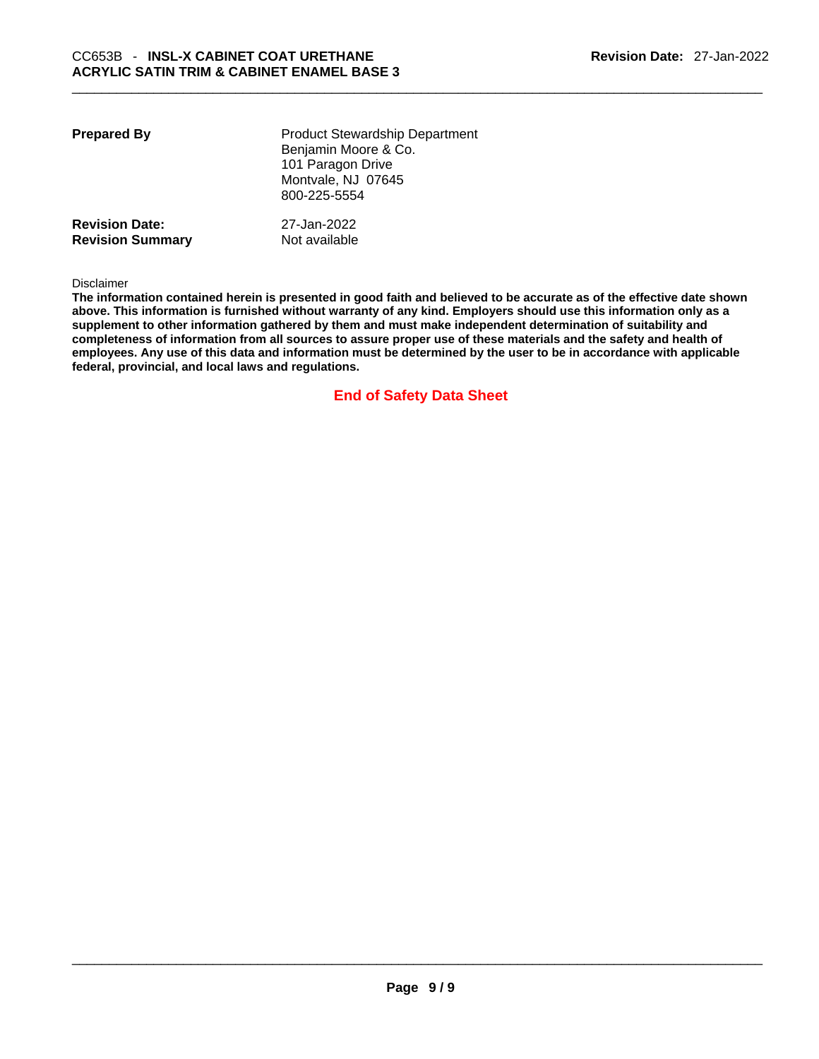| | |
|---|---|
| **Prepared By** | Product Stewardship Department<br>Benjamin Moore & Co.<br>101 Paragon Drive<br>Montvale, NJ 07645<br>800-225-5554 |
| **Revision Date:** | 27-Jan-2022 |
| **Revision Summary** | Not available |

Disclaimer

**The information contained herein is presented in good faith and believed to be accurate as of the effective date shown above. This information is furnished without warranty of any kind. Employers should use this information only as a supplement to other information gathered by them and must make independent determination of suitability and completeness of information from all sources to assure proper use of these materials and the safety and health of employees. Any use of this data and information must be determined by the user to be in accordance with applicable federal, provincial, and local laws and regulations.**

**End of Safety Data Sheet**